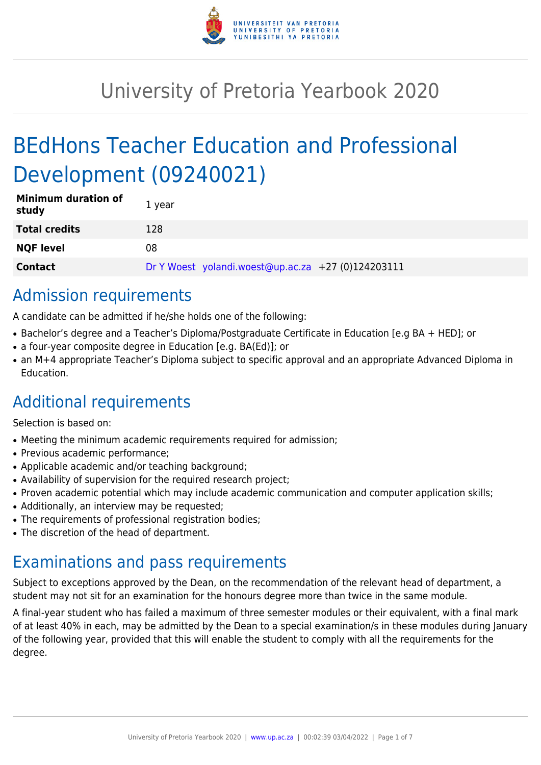# University of Pretoria Yearbook 2020

# BEdHons Teacher Education and Professional Development (09240021)

| | |
|---|---|
| **Minimum duration of study** | 1 year |
| **Total credits** | 128 |
| **NQF level** | 08 |
| **Contact** | Dr Y Woest yolandi.woest@up.ac.za +27 (0)124203111 |

## Admission requirements

A candidate can be admitted if he/she holds one of the following:

- Bachelor's degree and a Teacher's Diploma/Postgraduate Certificate in Education [e.g BA + HED]; or
- a four-year composite degree in Education [e.g. BA(Ed)]; or
- an M+4 appropriate Teacher's Diploma subject to specific approval and an appropriate Advanced Diploma in Education.

## Additional requirements

Selection is based on:

- Meeting the minimum academic requirements required for admission;
- Previous academic performance;
- Applicable academic and/or teaching background;
- Availability of supervision for the required research project;
- Proven academic potential which may include academic communication and computer application skills;
- Additionally, an interview may be requested;
- The requirements of professional registration bodies;
- The discretion of the head of department.

## Examinations and pass requirements

Subject to exceptions approved by the Dean, on the recommendation of the relevant head of department, a student may not sit for an examination for the honours degree more than twice in the same module.

A final-year student who has failed a maximum of three semester modules or their equivalent, with a final mark of at least 40% in each, may be admitted by the Dean to a special examination/s in these modules during January of the following year, provided that this will enable the student to comply with all the requirements for the degree.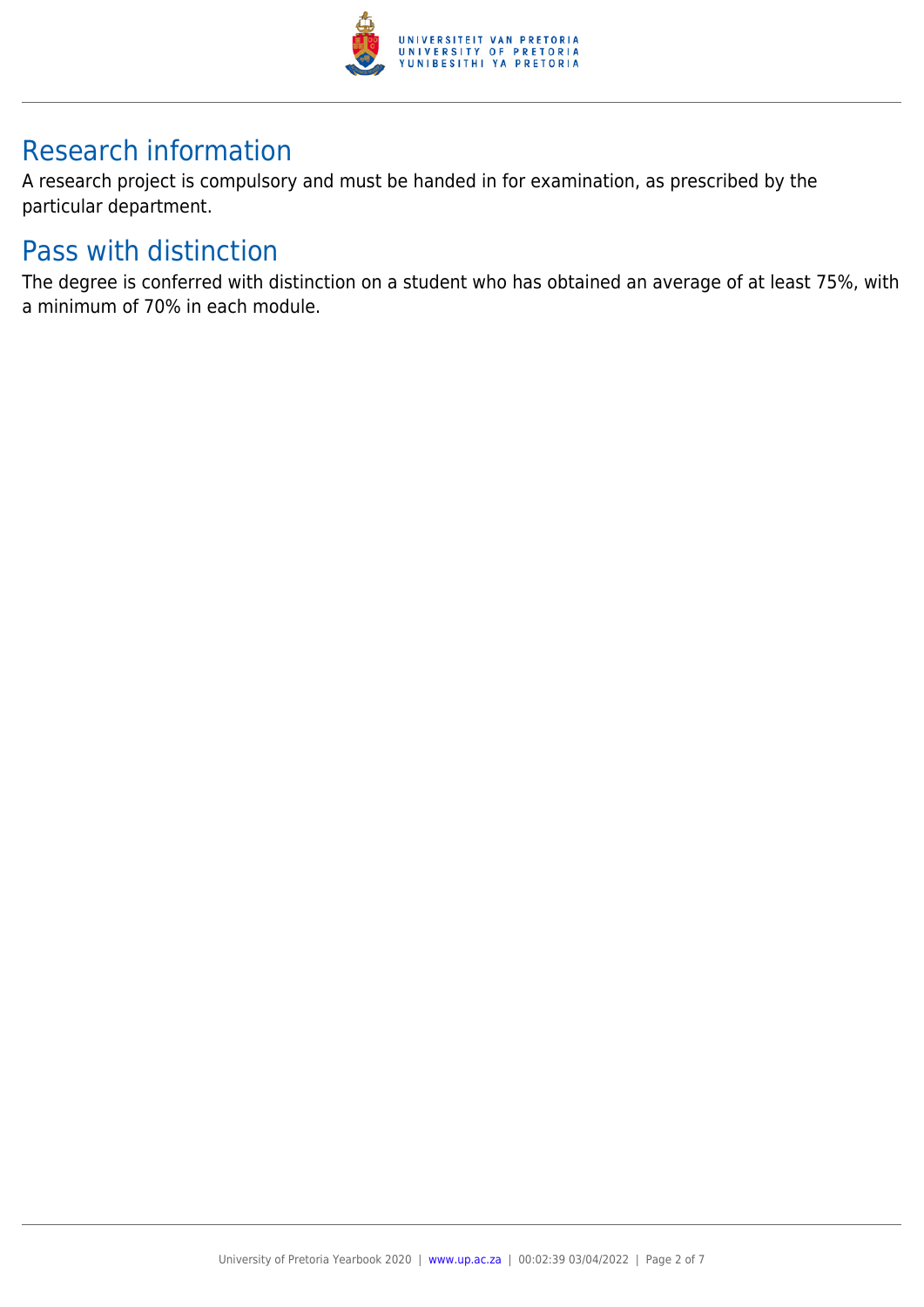## Research information

A research project is compulsory and must be handed in for examination, as prescribed by the particular department.

## Pass with distinction

The degree is conferred with distinction on a student who has obtained an average of at least 75%, with a minimum of 70% in each module.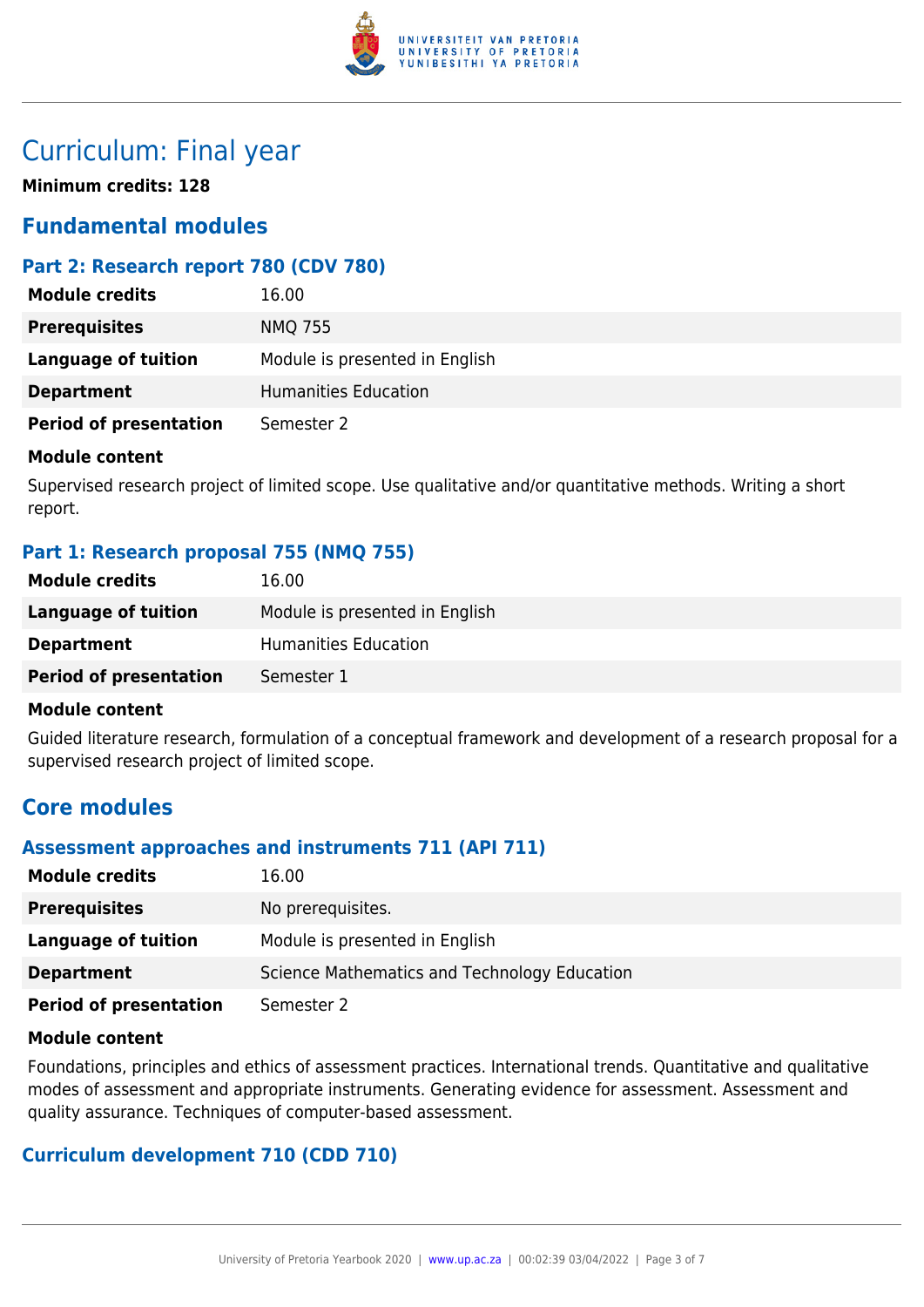# Curriculum: Final year

**Minimum credits: 128**

## Fundamental modules

### Part 2: Research report 780 (CDV 780)

| | |
|---|---|
| **Module credits** | 16.00 |
| **Prerequisites** | NMQ 755 |
| **Language of tuition** | Module is presented in English |
| **Department** | Humanities Education |
| **Period of presentation** | Semester 2 |

**Module content**

Supervised research project of limited scope. Use qualitative and/or quantitative methods. Writing a short report.

### Part 1: Research proposal 755 (NMQ 755)

| | |
|---|---|
| **Module credits** | 16.00 |
| **Language of tuition** | Module is presented in English |
| **Department** | Humanities Education |
| **Period of presentation** | Semester 1 |

**Module content**

Guided literature research, formulation of a conceptual framework and development of a research proposal for a supervised research project of limited scope.

## Core modules

### Assessment approaches and instruments 711 (API 711)

| | |
|---|---|
| **Module credits** | 16.00 |
| **Prerequisites** | No prerequisites. |
| **Language of tuition** | Module is presented in English |
| **Department** | Science Mathematics and Technology Education |
| **Period of presentation** | Semester 2 |

**Module content**

Foundations, principles and ethics of assessment practices. International trends. Quantitative and qualitative modes of assessment and appropriate instruments. Generating evidence for assessment. Assessment and quality assurance. Techniques of computer-based assessment.

### Curriculum development 710 (CDD 710)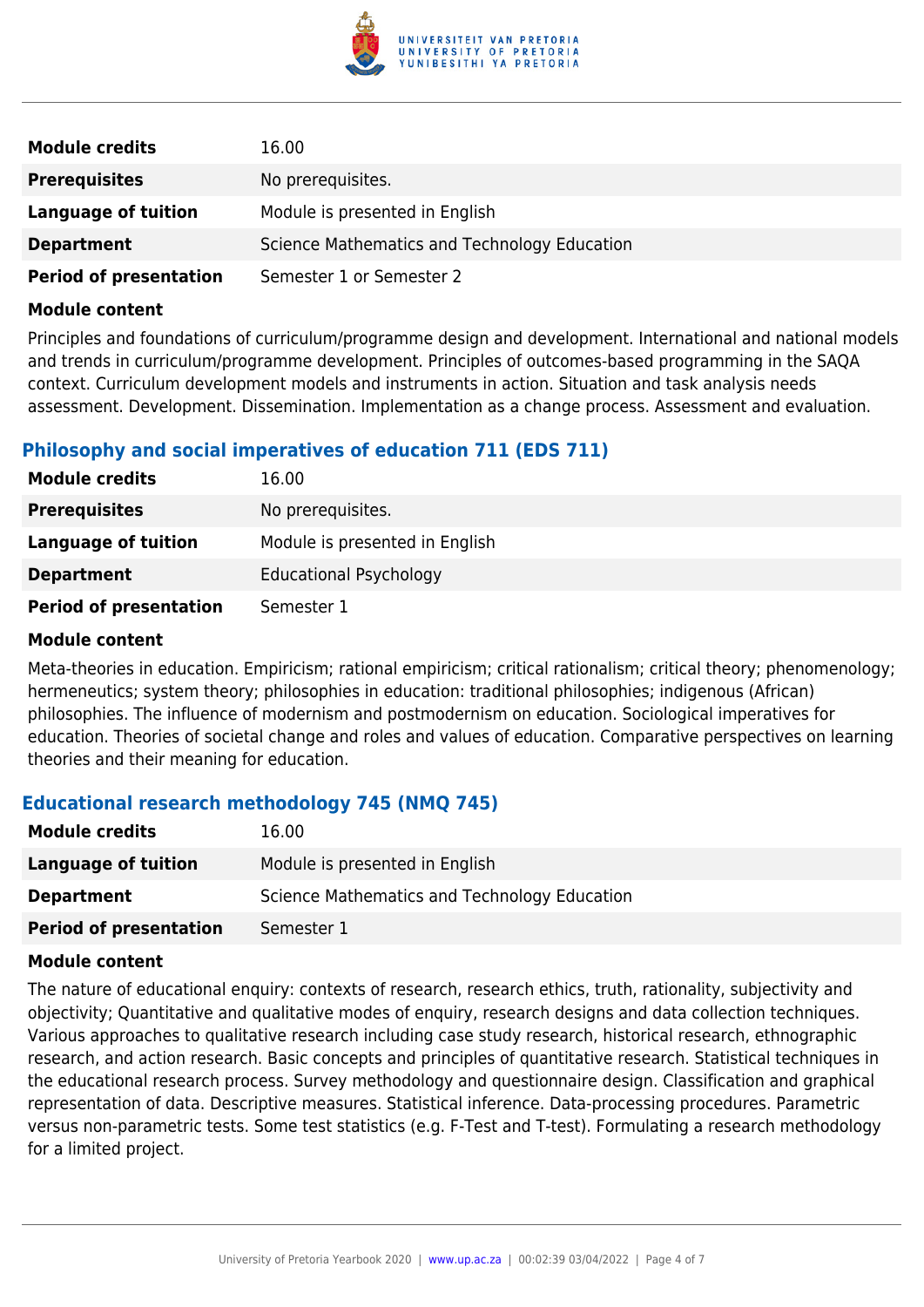| | |
|---|---|
| **Module credits** | 16.00 |
| **Prerequisites** | No prerequisites. |
| **Language of tuition** | Module is presented in English |
| **Department** | Science Mathematics and Technology Education |
| **Period of presentation** | Semester 1 or Semester 2 |

**Module content**

Principles and foundations of curriculum/programme design and development. International and national models and trends in curriculum/programme development. Principles of outcomes-based programming in the SAQA context. Curriculum development models and instruments in action. Situation and task analysis needs assessment. Development. Dissemination. Implementation as a change process. Assessment and evaluation.

### Philosophy and social imperatives of education 711 (EDS 711)

| | |
|---|---|
| **Module credits** | 16.00 |
| **Prerequisites** | No prerequisites. |
| **Language of tuition** | Module is presented in English |
| **Department** | Educational Psychology |
| **Period of presentation** | Semester 1 |

**Module content**

Meta-theories in education. Empiricism; rational empiricism; critical rationalism; critical theory; phenomenology; hermeneutics; system theory; philosophies in education: traditional philosophies; indigenous (African) philosophies. The influence of modernism and postmodernism on education. Sociological imperatives for education. Theories of societal change and roles and values of education. Comparative perspectives on learning theories and their meaning for education.

### Educational research methodology 745 (NMQ 745)

| | |
|---|---|
| **Module credits** | 16.00 |
| **Language of tuition** | Module is presented in English |
| **Department** | Science Mathematics and Technology Education |
| **Period of presentation** | Semester 1 |

**Module content**

The nature of educational enquiry: contexts of research, research ethics, truth, rationality, subjectivity and objectivity; Quantitative and qualitative modes of enquiry, research designs and data collection techniques. Various approaches to qualitative research including case study research, historical research, ethnographic research, and action research. Basic concepts and principles of quantitative research. Statistical techniques in the educational research process. Survey methodology and questionnaire design. Classification and graphical representation of data. Descriptive measures. Statistical inference. Data-processing procedures. Parametric versus non-parametric tests. Some test statistics (e.g. F-Test and T-test). Formulating a research methodology for a limited project.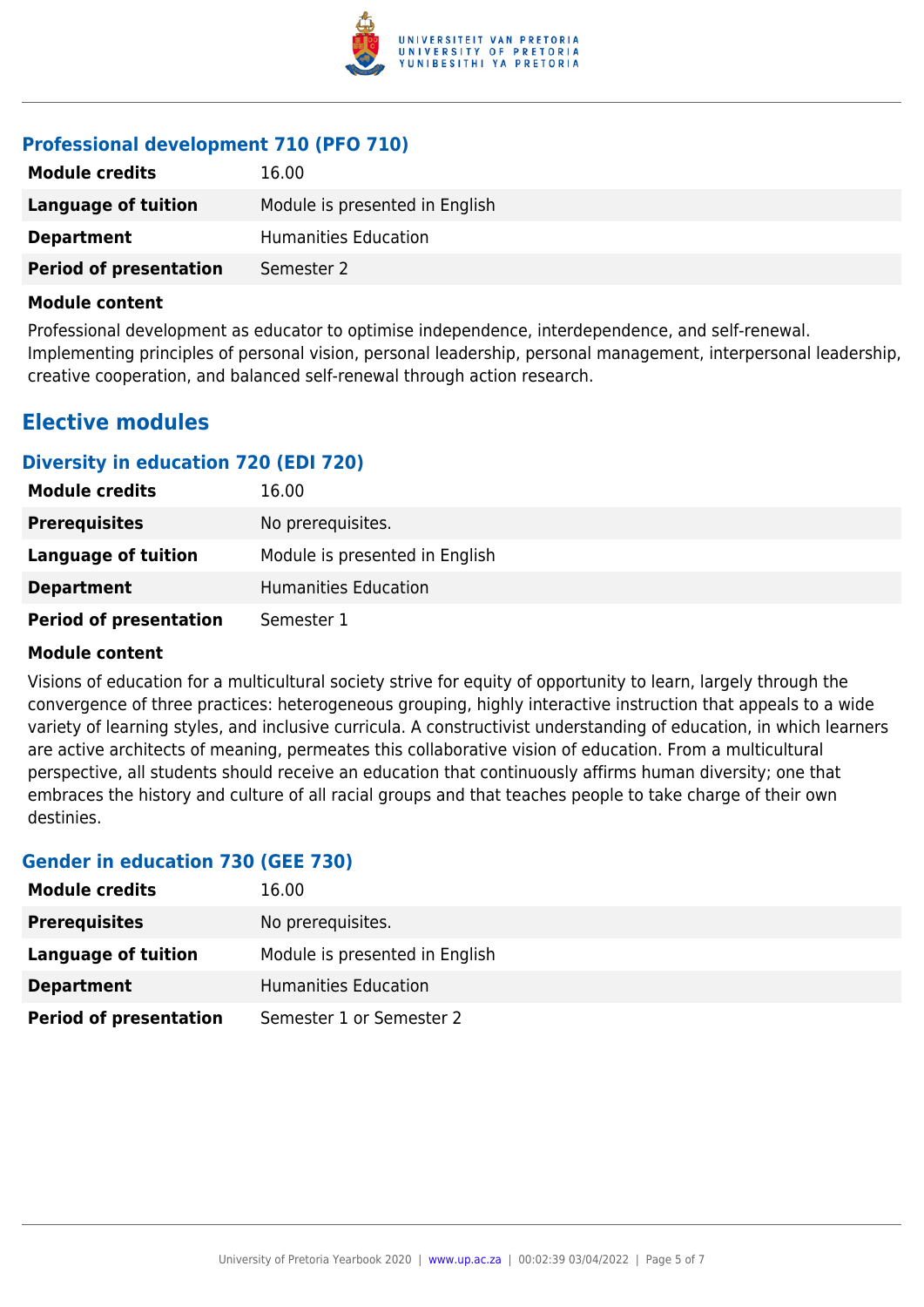### Professional development 710 (PFO 710)

| | |
|---|---|
| **Module credits** | 16.00 |
| **Language of tuition** | Module is presented in English |
| **Department** | Humanities Education |
| **Period of presentation** | Semester 2 |

**Module content**

Professional development as educator to optimise independence, interdependence, and self-renewal. Implementing principles of personal vision, personal leadership, personal management, interpersonal leadership, creative cooperation, and balanced self-renewal through action research.

## Elective modules

### Diversity in education 720 (EDI 720)

| | |
|---|---|
| **Module credits** | 16.00 |
| **Prerequisites** | No prerequisites. |
| **Language of tuition** | Module is presented in English |
| **Department** | Humanities Education |
| **Period of presentation** | Semester 1 |

**Module content**

Visions of education for a multicultural society strive for equity of opportunity to learn, largely through the convergence of three practices: heterogeneous grouping, highly interactive instruction that appeals to a wide variety of learning styles, and inclusive curricula. A constructivist understanding of education, in which learners are active architects of meaning, permeates this collaborative vision of education. From a multicultural perspective, all students should receive an education that continuously affirms human diversity; one that embraces the history and culture of all racial groups and that teaches people to take charge of their own destinies.

### Gender in education 730 (GEE 730)

| | |
|---|---|
| **Module credits** | 16.00 |
| **Prerequisites** | No prerequisites. |
| **Language of tuition** | Module is presented in English |
| **Department** | Humanities Education |
| **Period of presentation** | Semester 1 or Semester 2 |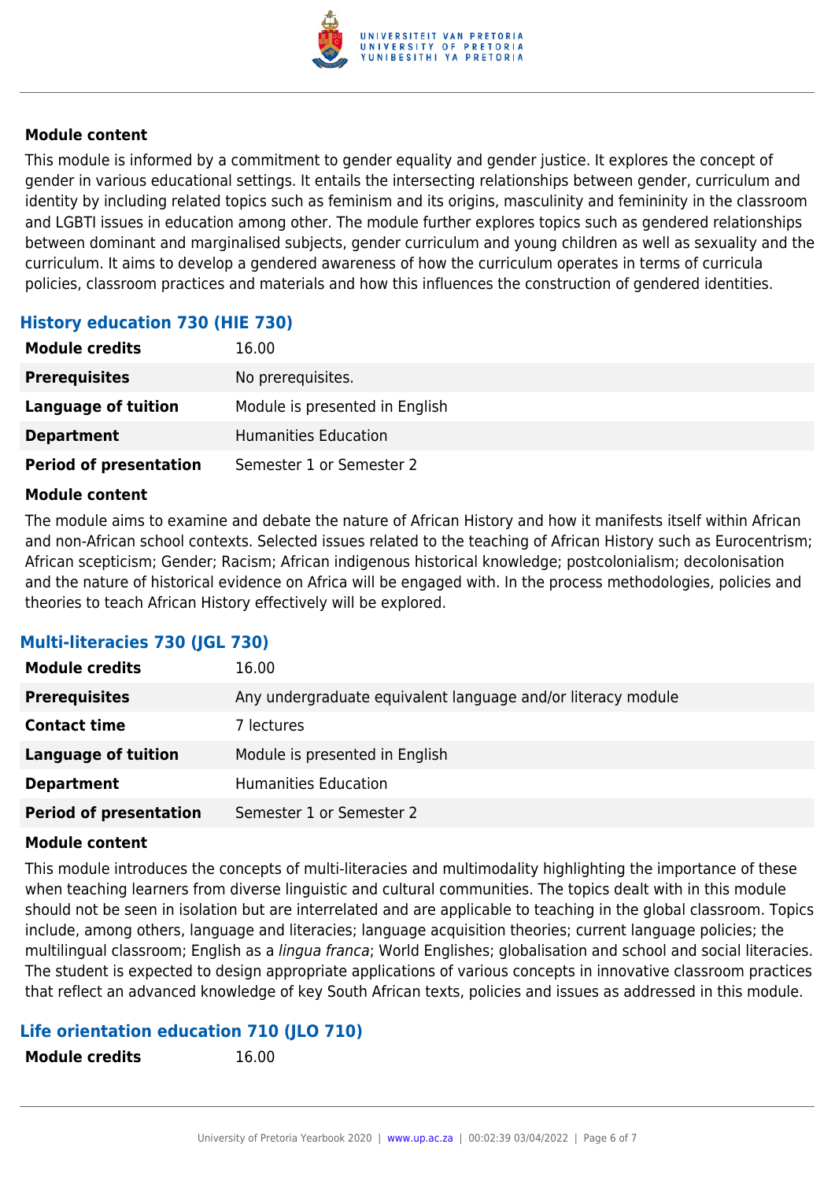#### Module content

This module is informed by a commitment to gender equality and gender justice. It explores the concept of gender in various educational settings. It entails the intersecting relationships between gender, curriculum and identity by including related topics such as feminism and its origins, masculinity and femininity in the classroom and LGBTI issues in education among other. The module further explores topics such as gendered relationships between dominant and marginalised subjects, gender curriculum and young children as well as sexuality and the curriculum. It aims to develop a gendered awareness of how the curriculum operates in terms of curricula policies, classroom practices and materials and how this influences the construction of gendered identities.

### History education 730 (HIE 730)

| | |
|---|---|
| **Module credits** | 16.00 |
| **Prerequisites** | No prerequisites. |
| **Language of tuition** | Module is presented in English |
| **Department** | Humanities Education |
| **Period of presentation** | Semester 1 or Semester 2 |

#### Module content

The module aims to examine and debate the nature of African History and how it manifests itself within African and non-African school contexts. Selected issues related to the teaching of African History such as Eurocentrism; African scepticism; Gender; Racism; African indigenous historical knowledge; postcolonialism; decolonisation and the nature of historical evidence on Africa will be engaged with. In the process methodologies, policies and theories to teach African History effectively will be explored.

### Multi-literacies 730 (JGL 730)

| | |
|---|---|
| **Module credits** | 16.00 |
| **Prerequisites** | Any undergraduate equivalent language and/or literacy module |
| **Contact time** | 7 lectures |
| **Language of tuition** | Module is presented in English |
| **Department** | Humanities Education |
| **Period of presentation** | Semester 1 or Semester 2 |

#### Module content

This module introduces the concepts of multi-literacies and multimodality highlighting the importance of these when teaching learners from diverse linguistic and cultural communities. The topics dealt with in this module should not be seen in isolation but are interrelated and are applicable to teaching in the global classroom. Topics include, among others, language and literacies; language acquisition theories; current language policies; the multilingual classroom; English as a *lingua franca*; World Englishes; globalisation and school and social literacies. The student is expected to design appropriate applications of various concepts in innovative classroom practices that reflect an advanced knowledge of key South African texts, policies and issues as addressed in this module.

### Life orientation education 710 (JLO 710)

| | |
|---|---|
| **Module credits** | 16.00 |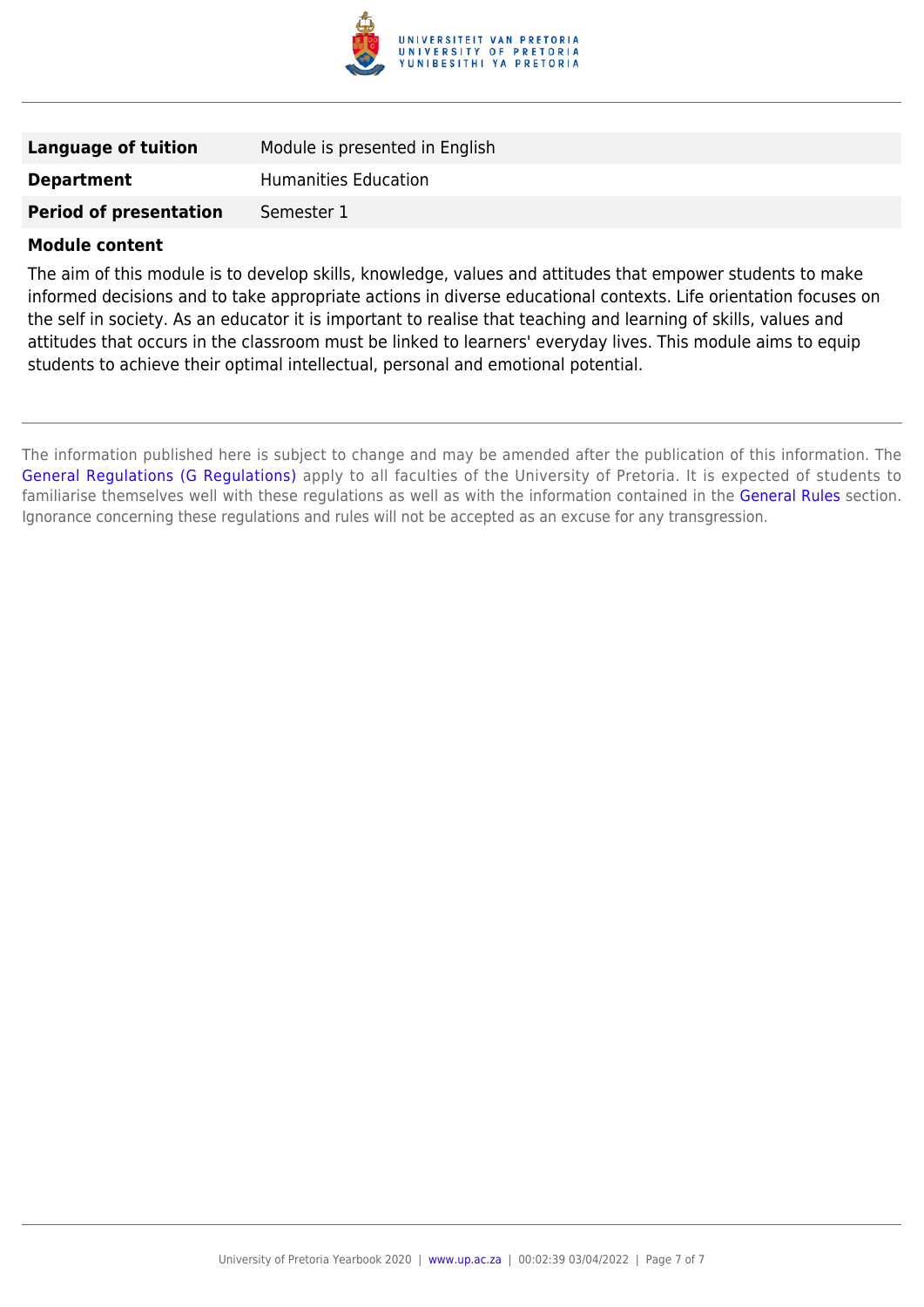| | |
|---|---|
| **Language of tuition** | Module is presented in English |
| **Department** | Humanities Education |
| **Period of presentation** | Semester 1 |

**Module content**

The aim of this module is to develop skills, knowledge, values and attitudes that empower students to make informed decisions and to take appropriate actions in diverse educational contexts. Life orientation focuses on the self in society. As an educator it is important to realise that teaching and learning of skills, values and attitudes that occurs in the classroom must be linked to learners' everyday lives. This module aims to equip students to achieve their optimal intellectual, personal and emotional potential.

The information published here is subject to change and may be amended after the publication of this information. The General Regulations (G Regulations) apply to all faculties of the University of Pretoria. It is expected of students to familiarise themselves well with these regulations as well as with the information contained in the General Rules section. Ignorance concerning these regulations and rules will not be accepted as an excuse for any transgression.